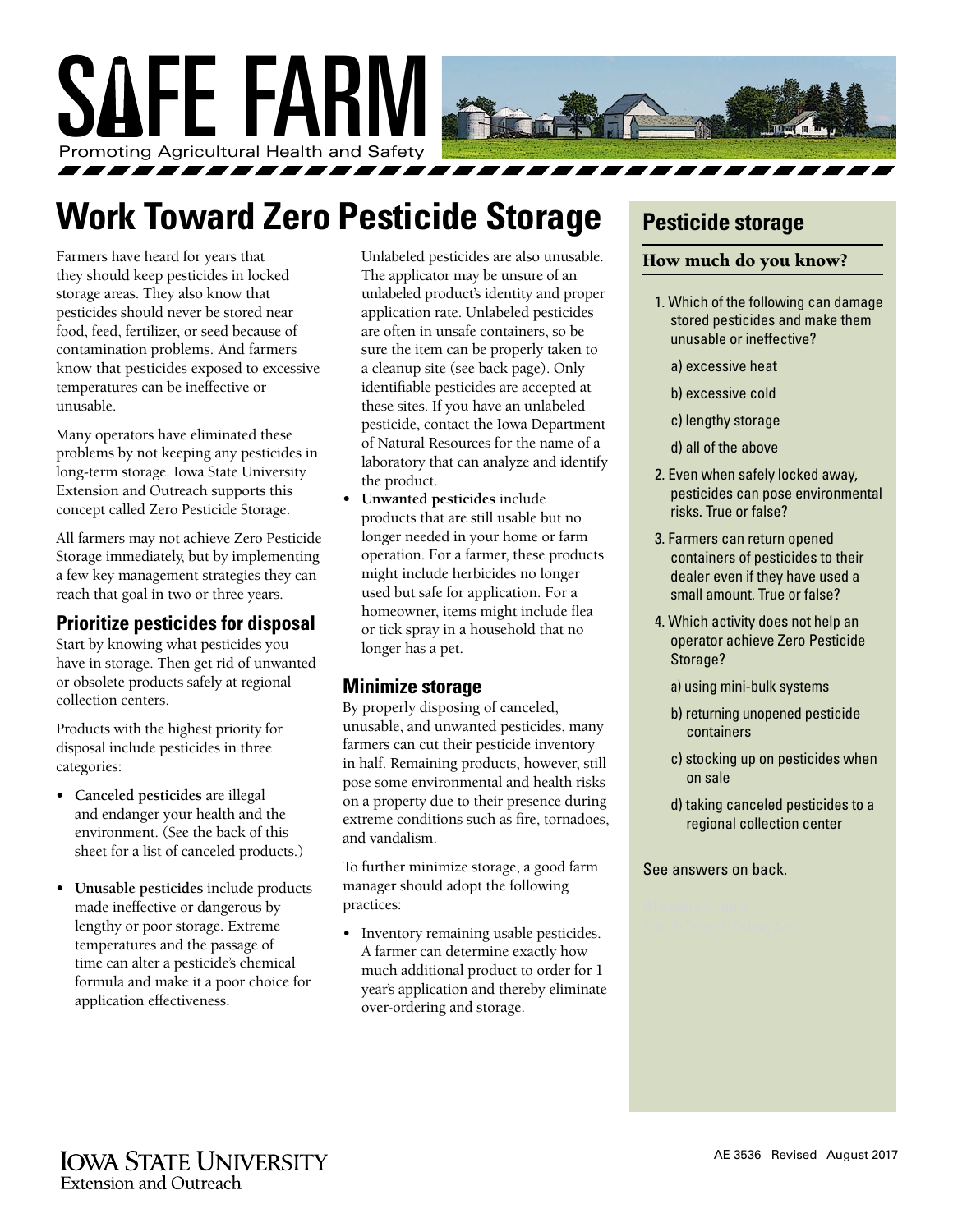# SAFE FARM

Promoting Agricultural Health and Safety

## Work Toward Zero Pesticide Storage

Farmers have heard for years that they should keep pesticides in locked storage areas. They also know that pesticides should never be stored near food, feed, fertilizer, or seed because of contamination problems. And farmers know that pesticides exposed to excessive temperatures can be ineffective or unusable.

Many operators have eliminated these problems by not keeping any pesticides in long-term storage. Iowa State University Extension and Outreach supports this concept called Zero Pesticide Storage.

All farmers may not achieve Zero Pesticide Storage immediately, but by implementing a few key management strategies they can reach that goal in two or three years.

### Prioritize pesticides for disposal

Start by knowing what pesticides you have in storage. Then get rid of unwanted or obsolete products safely at regional collection centers.

Products with the highest priority for disposal include pesticides in three categories:

- **Canceled pesticides** are illegal and endanger your health and the environment. (See the back of this sheet for a list of canceled products.)
- **Unusable pesticides** include products made ineffective or dangerous by lengthy or poor storage. Extreme temperatures and the passage of time can alter a pesticide's chemical formula and make it a poor choice for application effectiveness.

  Unlabeled pesticides are also unusable. The applicator may be unsure of an unlabeled product's identity and proper application rate. Unlabeled pesticides are often in unsafe containers, so be sure the item can be properly taken to a cleanup site (see back page). Only identifiable pesticides are accepted at these sites. If you have an unlabeled pesticide, contact the Iowa Department of Natural Resources for the name of a laboratory that can analyze and identify the product.
- **Unwanted pesticides** include products that are still usable but no longer needed in your home or farm operation. For a farmer, these products might include herbicides no longer used but safe for application. For a homeowner, items might include flea or tick spray in a household that no longer has a pet.

### Minimize storage

By properly disposing of canceled, unusable, and unwanted pesticides, many farmers can cut their pesticide inventory in half. Remaining products, however, still pose some environmental and health risks on a property due to their presence during extreme conditions such as fire, tornadoes, and vandalism.

To further minimize storage, a good farm manager should adopt the following practices:

- Inventory remaining usable pesticides. A farmer can determine exactly how much additional product to order for 1 year's application and thereby eliminate over-ordering and storage.

### Pesticide storage

#### How much do you know?

1. Which of the following can damage stored pesticides and make them unusable or ineffective?
   - a) excessive heat
   - b) excessive cold
   - c) lengthy storage
   - d) all of the above
2. Even when safely locked away, pesticides can pose environmental risks. True or false?
3. Farmers can return opened containers of pesticides to their dealer even if they have used a small amount. True or false?
4. Which activity does not help an operator achieve Zero Pesticide Storage?
   - a) using mini-bulk systems
   - b) returning unopened pesticide containers
   - c) stocking up on pesticides when on sale
   - d) taking canceled pesticides to a regional collection center

See answers on back.

IOWA STATE UNIVERSITY
Extension and Outreach

AE 3536 Revised August 2017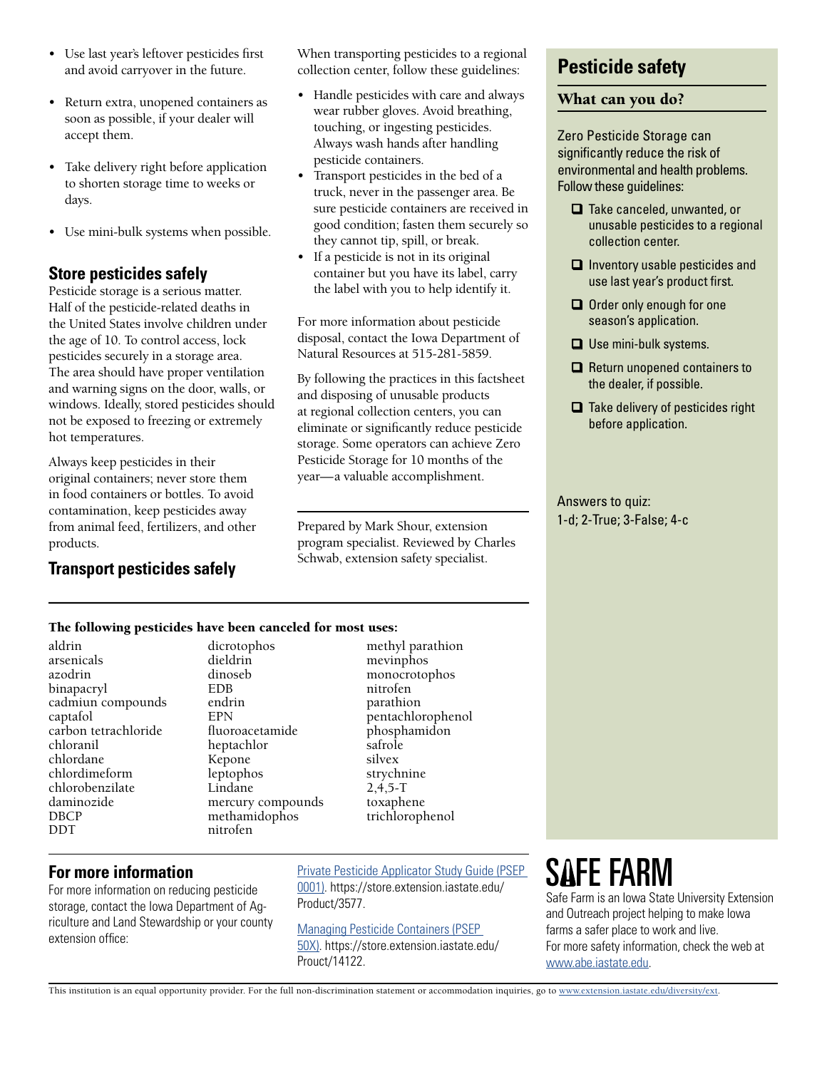- Use last year's leftover pesticides first and avoid carryover in the future.
- Return extra, unopened containers as soon as possible, if your dealer will accept them.
- Take delivery right before application to shorten storage time to weeks or days.
- Use mini-bulk systems when possible.

## Store pesticides safely

Pesticide storage is a serious matter. Half of the pesticide-related deaths in the United States involve children under the age of 10. To control access, lock pesticides securely in a storage area. The area should have proper ventilation and warning signs on the door, walls, or windows. Ideally, stored pesticides should not be exposed to freezing or extremely hot temperatures.

Always keep pesticides in their original containers; never store them in food containers or bottles. To avoid contamination, keep pesticides away from animal feed, fertilizers, and other products.

## Transport pesticides safely

When transporting pesticides to a regional collection center, follow these guidelines:

- Handle pesticides with care and always wear rubber gloves. Avoid breathing, touching, or ingesting pesticides. Always wash hands after handling pesticide containers.
- Transport pesticides in the bed of a truck, never in the passenger area. Be sure pesticide containers are received in good condition; fasten them securely so they cannot tip, spill, or break.
- If a pesticide is not in its original container but you have its label, carry the label with you to help identify it.

For more information about pesticide disposal, contact the Iowa Department of Natural Resources at 515-281-5859.

By following the practices in this factsheet and disposing of unusable products at regional collection centers, you can eliminate or significantly reduce pesticide storage. Some operators can achieve Zero Pesticide Storage for 10 months of the year—a valuable accomplishment.

Prepared by Mark Shour, extension program specialist. Reviewed by Charles Schwab, extension safety specialist.

**The following pesticides have been canceled for most uses:**

| | | |
|---|---|---|
| aldrin | dicrotophos | methyl parathion |
| arsenicals | dieldrin | mevinphos |
| azodrin | dinoseb | monocrotophos |
| binapacryl | EDB | nitrofen |
| cadmiun compounds | endrin | parathion |
| captafol | EPN | pentachlorophenol |
| carbon tetrachloride | fluoroacetamide | phosphamidon |
| chloranil | heptachlor | safrole |
| chlordane | Kepone | silvex |
| chlordimeform | leptophos | strychnine |
| chlorobenzilate | Lindane | 2,4,5-T |
| daminozide | mercury compounds | toxaphene |
| DBCP | methamidophos | trichlorophenol |
| DDT | nitrofen | |

## For more information

For more information on reducing pesticide storage, contact the Iowa Department of Agriculture and Land Stewardship or your county extension office:

Private Pesticide Applicator Study Guide (PSEP 0001). https://store.extension.iastate.edu/Product/3577.

Managing Pesticide Containers (PSEP 50X). https://store.extension.iastate.edu/Prouct/14122.

## Pesticide safety

### What can you do?

Zero Pesticide Storage can significantly reduce the risk of environmental and health problems. Follow these guidelines:

- ☐ Take canceled, unwanted, or unusable pesticides to a regional collection center.
- ☐ Inventory usable pesticides and use last year's product first.
- ☐ Order only enough for one season's application.
- ☐ Use mini-bulk systems.
- ☐ Return unopened containers to the dealer, if possible.
- ☐ Take delivery of pesticides right before application.

Answers to quiz:
1-d; 2-True; 3-False; 4-c

## SAFE FARM

Safe Farm is an Iowa State University Extension and Outreach project helping to make Iowa farms a safer place to work and live.
For more safety information, check the web at www.abe.iastate.edu.

This institution is an equal opportunity provider. For the full non-discrimination statement or accommodation inquiries, go to www.extension.iastate.edu/diversity/ext.